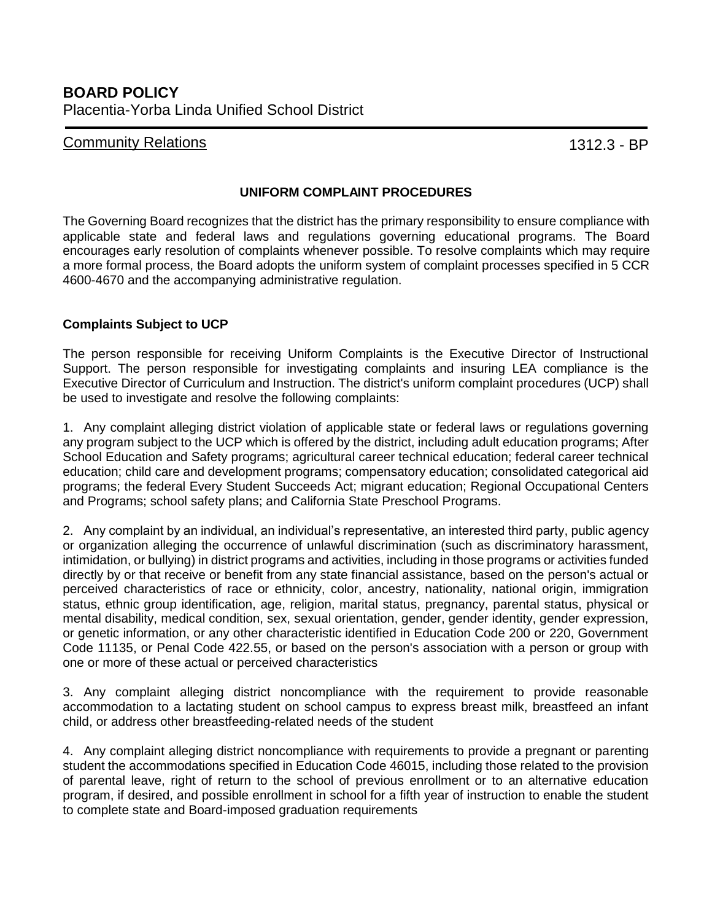# BOARD POLICY

Placentia-Yorba Linda Unified School District

Community Relations 1312.3 - BP

## UNIFORM COMPLAINT PROCEDURES

The Governing Board recognizes that the district has the primary responsibility to ensure compliance with applicable state and federal laws and regulations governing educational programs. The Board encourages early resolution of complaints whenever possible. To resolve complaints which may require a more formal process, the Board adopts the uniform system of complaint processes specified in 5 CCR 4600-4670 and the accompanying administrative regulation.

### Complaints Subject to UCP

The person responsible for receiving Uniform Complaints is the Executive Director of Instructional Support. The person responsible for investigating complaints and insuring LEA compliance is the Executive Director of Curriculum and Instruction. The district's uniform complaint procedures (UCP) shall be used to investigate and resolve the following complaints:

1. Any complaint alleging district violation of applicable state or federal laws or regulations governing any program subject to the UCP which is offered by the district, including adult education programs; After School Education and Safety programs; agricultural career technical education; federal career technical education; child care and development programs; compensatory education; consolidated categorical aid programs; the federal Every Student Succeeds Act; migrant education; Regional Occupational Centers and Programs; school safety plans; and California State Preschool Programs.

2. Any complaint by an individual, an individual's representative, an interested third party, public agency or organization alleging the occurrence of unlawful discrimination (such as discriminatory harassment, intimidation, or bullying) in district programs and activities, including in those programs or activities funded directly by or that receive or benefit from any state financial assistance, based on the person's actual or perceived characteristics of race or ethnicity, color, ancestry, nationality, national origin, immigration status, ethnic group identification, age, religion, marital status, pregnancy, parental status, physical or mental disability, medical condition, sex, sexual orientation, gender, gender identity, gender expression, or genetic information, or any other characteristic identified in Education Code 200 or 220, Government Code 11135, or Penal Code 422.55, or based on the person's association with a person or group with one or more of these actual or perceived characteristics

3. Any complaint alleging district noncompliance with the requirement to provide reasonable accommodation to a lactating student on school campus to express breast milk, breastfeed an infant child, or address other breastfeeding-related needs of the student

4. Any complaint alleging district noncompliance with requirements to provide a pregnant or parenting student the accommodations specified in Education Code 46015, including those related to the provision of parental leave, right of return to the school of previous enrollment or to an alternative education program, if desired, and possible enrollment in school for a fifth year of instruction to enable the student to complete state and Board-imposed graduation requirements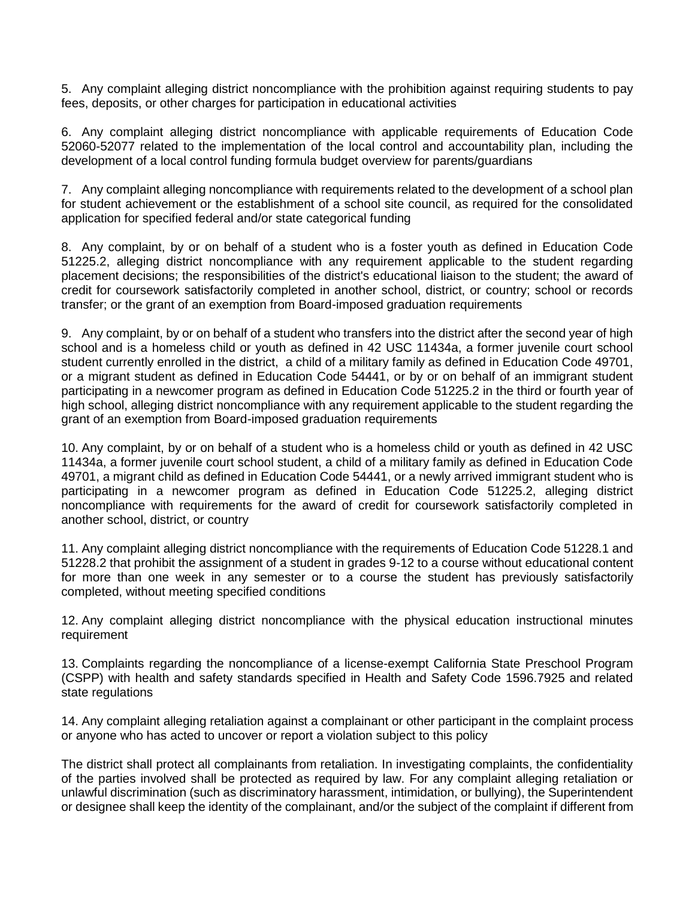5. Any complaint alleging district noncompliance with the prohibition against requiring students to pay fees, deposits, or other charges for participation in educational activities

6. Any complaint alleging district noncompliance with applicable requirements of Education Code 52060-52077 related to the implementation of the local control and accountability plan, including the development of a local control funding formula budget overview for parents/guardians

7. Any complaint alleging noncompliance with requirements related to the development of a school plan for student achievement or the establishment of a school site council, as required for the consolidated application for specified federal and/or state categorical funding

8. Any complaint, by or on behalf of a student who is a foster youth as defined in Education Code 51225.2, alleging district noncompliance with any requirement applicable to the student regarding placement decisions; the responsibilities of the district's educational liaison to the student; the award of credit for coursework satisfactorily completed in another school, district, or country; school or records transfer; or the grant of an exemption from Board-imposed graduation requirements

9. Any complaint, by or on behalf of a student who transfers into the district after the second year of high school and is a homeless child or youth as defined in 42 USC 11434a, a former juvenile court school student currently enrolled in the district, a child of a military family as defined in Education Code 49701, or a migrant student as defined in Education Code 54441, or by or on behalf of an immigrant student participating in a newcomer program as defined in Education Code 51225.2 in the third or fourth year of high school, alleging district noncompliance with any requirement applicable to the student regarding the grant of an exemption from Board-imposed graduation requirements

10. Any complaint, by or on behalf of a student who is a homeless child or youth as defined in 42 USC 11434a, a former juvenile court school student, a child of a military family as defined in Education Code 49701, a migrant child as defined in Education Code 54441, or a newly arrived immigrant student who is participating in a newcomer program as defined in Education Code 51225.2, alleging district noncompliance with requirements for the award of credit for coursework satisfactorily completed in another school, district, or country

11. Any complaint alleging district noncompliance with the requirements of Education Code 51228.1 and 51228.2 that prohibit the assignment of a student in grades 9-12 to a course without educational content for more than one week in any semester or to a course the student has previously satisfactorily completed, without meeting specified conditions

12. Any complaint alleging district noncompliance with the physical education instructional minutes requirement

13. Complaints regarding the noncompliance of a license-exempt California State Preschool Program (CSPP) with health and safety standards specified in Health and Safety Code 1596.7925 and related state regulations

14. Any complaint alleging retaliation against a complainant or other participant in the complaint process or anyone who has acted to uncover or report a violation subject to this policy

The district shall protect all complainants from retaliation. In investigating complaints, the confidentiality of the parties involved shall be protected as required by law. For any complaint alleging retaliation or unlawful discrimination (such as discriminatory harassment, intimidation, or bullying), the Superintendent or designee shall keep the identity of the complainant, and/or the subject of the complaint if different from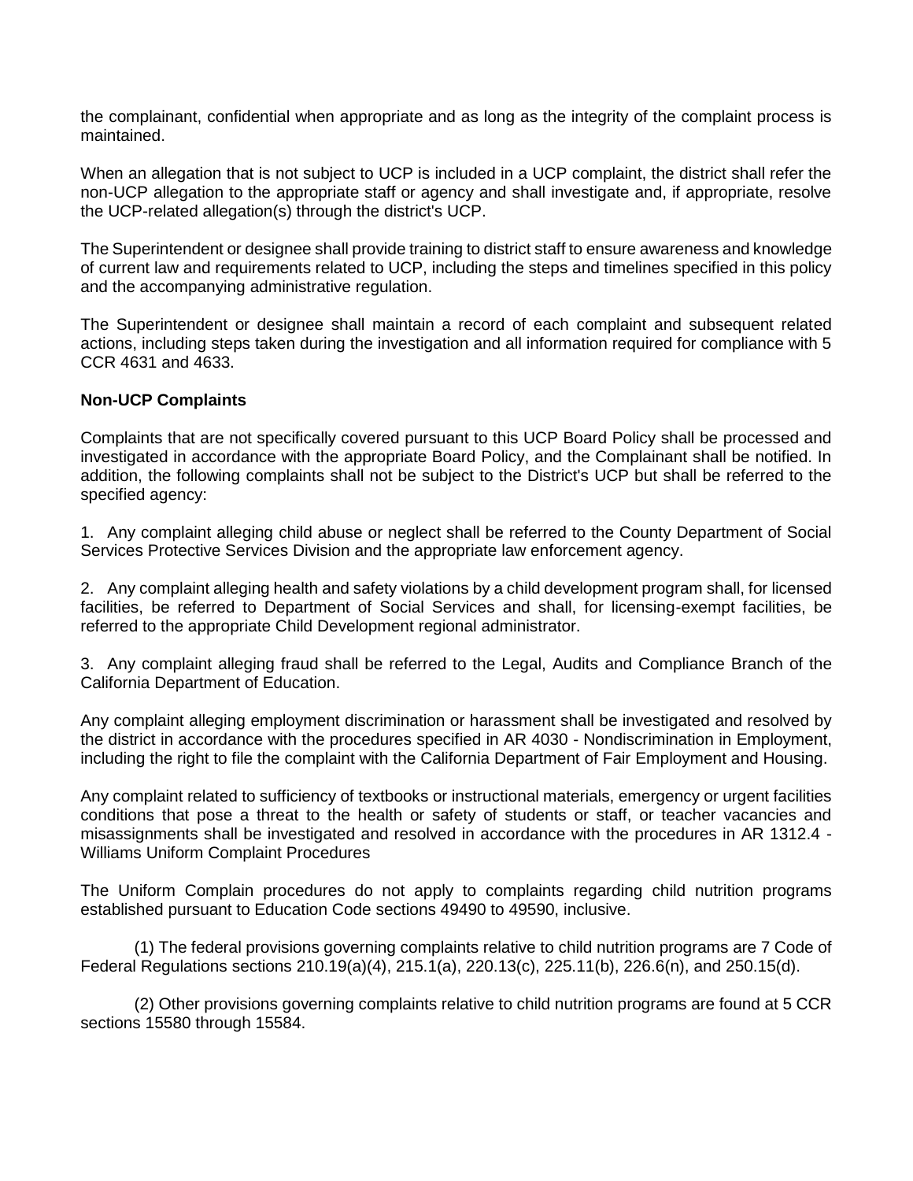the complainant, confidential when appropriate and as long as the integrity of the complaint process is maintained.

When an allegation that is not subject to UCP is included in a UCP complaint, the district shall refer the non-UCP allegation to the appropriate staff or agency and shall investigate and, if appropriate, resolve the UCP-related allegation(s) through the district's UCP.

The Superintendent or designee shall provide training to district staff to ensure awareness and knowledge of current law and requirements related to UCP, including the steps and timelines specified in this policy and the accompanying administrative regulation.

The Superintendent or designee shall maintain a record of each complaint and subsequent related actions, including steps taken during the investigation and all information required for compliance with 5 CCR 4631 and 4633.

**Non-UCP Complaints**

Complaints that are not specifically covered pursuant to this UCP Board Policy shall be processed and investigated in accordance with the appropriate Board Policy, and the Complainant shall be notified. In addition, the following complaints shall not be subject to the District's UCP but shall be referred to the specified agency:

1. Any complaint alleging child abuse or neglect shall be referred to the County Department of Social Services Protective Services Division and the appropriate law enforcement agency.

2. Any complaint alleging health and safety violations by a child development program shall, for licensed facilities, be referred to Department of Social Services and shall, for licensing-exempt facilities, be referred to the appropriate Child Development regional administrator.

3. Any complaint alleging fraud shall be referred to the Legal, Audits and Compliance Branch of the California Department of Education.

Any complaint alleging employment discrimination or harassment shall be investigated and resolved by the district in accordance with the procedures specified in AR 4030 - Nondiscrimination in Employment, including the right to file the complaint with the California Department of Fair Employment and Housing.

Any complaint related to sufficiency of textbooks or instructional materials, emergency or urgent facilities conditions that pose a threat to the health or safety of students or staff, or teacher vacancies and misassignments shall be investigated and resolved in accordance with the procedures in AR 1312.4 - Williams Uniform Complaint Procedures

The Uniform Complain procedures do not apply to complaints regarding child nutrition programs established pursuant to Education Code sections 49490 to 49590, inclusive.

(1) The federal provisions governing complaints relative to child nutrition programs are 7 Code of Federal Regulations sections 210.19(a)(4), 215.1(a), 220.13(c), 225.11(b), 226.6(n), and 250.15(d).

(2) Other provisions governing complaints relative to child nutrition programs are found at 5 CCR sections 15580 through 15584.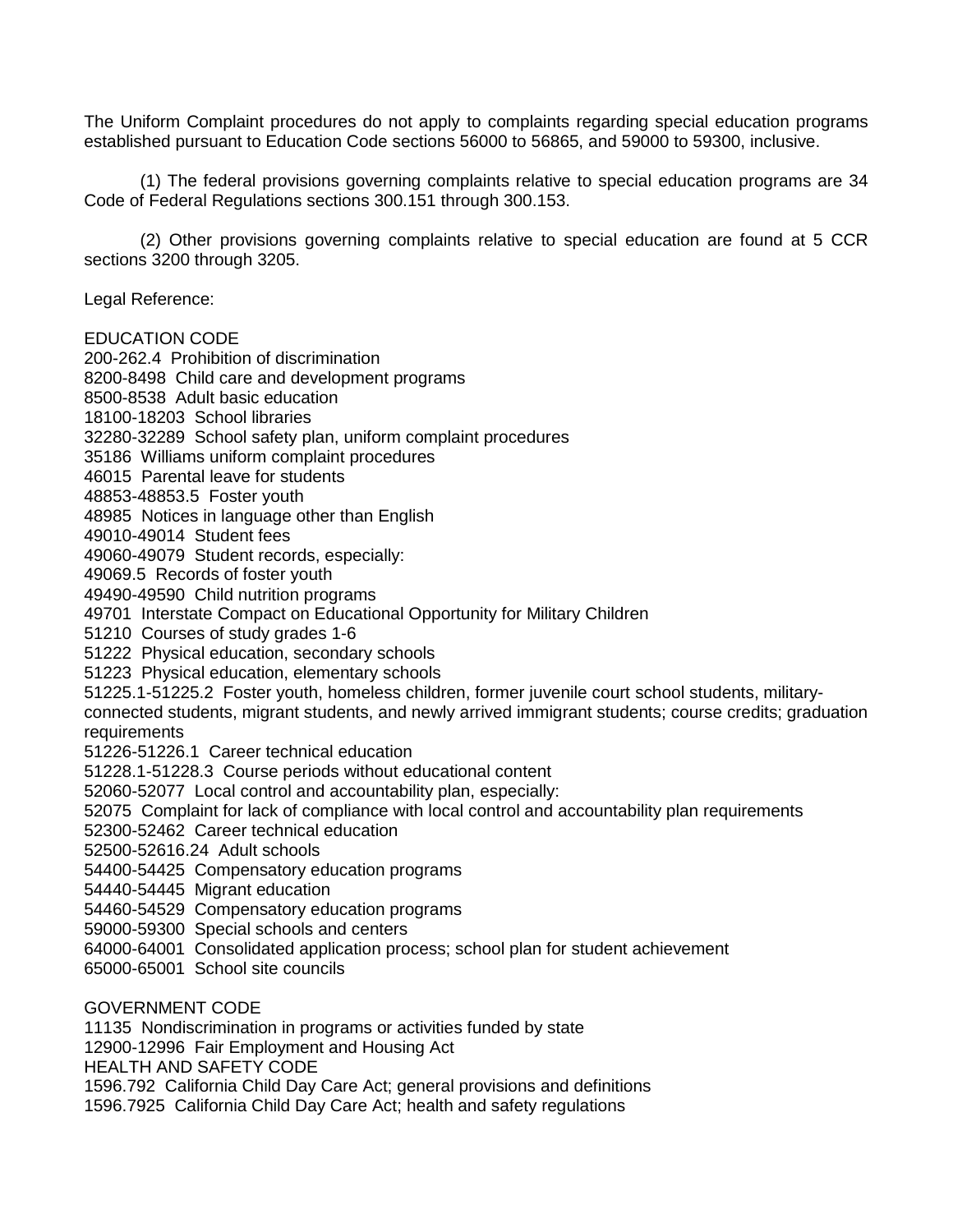The Uniform Complaint procedures do not apply to complaints regarding special education programs established pursuant to Education Code sections 56000 to 56865, and 59000 to 59300, inclusive.

(1) The federal provisions governing complaints relative to special education programs are 34 Code of Federal Regulations sections 300.151 through 300.153.

(2) Other provisions governing complaints relative to special education are found at 5 CCR sections 3200 through 3205.

Legal Reference:

EDUCATION CODE
200-262.4 Prohibition of discrimination
8200-8498 Child care and development programs
8500-8538 Adult basic education
18100-18203 School libraries
32280-32289 School safety plan, uniform complaint procedures
35186 Williams uniform complaint procedures
46015 Parental leave for students
48853-48853.5 Foster youth
48985 Notices in language other than English
49010-49014 Student fees
49060-49079 Student records, especially:
49069.5 Records of foster youth
49490-49590 Child nutrition programs
49701 Interstate Compact on Educational Opportunity for Military Children
51210 Courses of study grades 1-6
51222 Physical education, secondary schools
51223 Physical education, elementary schools
51225.1-51225.2 Foster youth, homeless children, former juvenile court school students, military-connected students, migrant students, and newly arrived immigrant students; course credits; graduation requirements
51226-51226.1 Career technical education
51228.1-51228.3 Course periods without educational content
52060-52077 Local control and accountability plan, especially:
52075 Complaint for lack of compliance with local control and accountability plan requirements
52300-52462 Career technical education
52500-52616.24 Adult schools
54400-54425 Compensatory education programs
54440-54445 Migrant education
54460-54529 Compensatory education programs
59000-59300 Special schools and centers
64000-64001 Consolidated application process; school plan for student achievement
65000-65001 School site councils

GOVERNMENT CODE
11135 Nondiscrimination in programs or activities funded by state
12900-12996 Fair Employment and Housing Act
HEALTH AND SAFETY CODE
1596.792 California Child Day Care Act; general provisions and definitions
1596.7925 California Child Day Care Act; health and safety regulations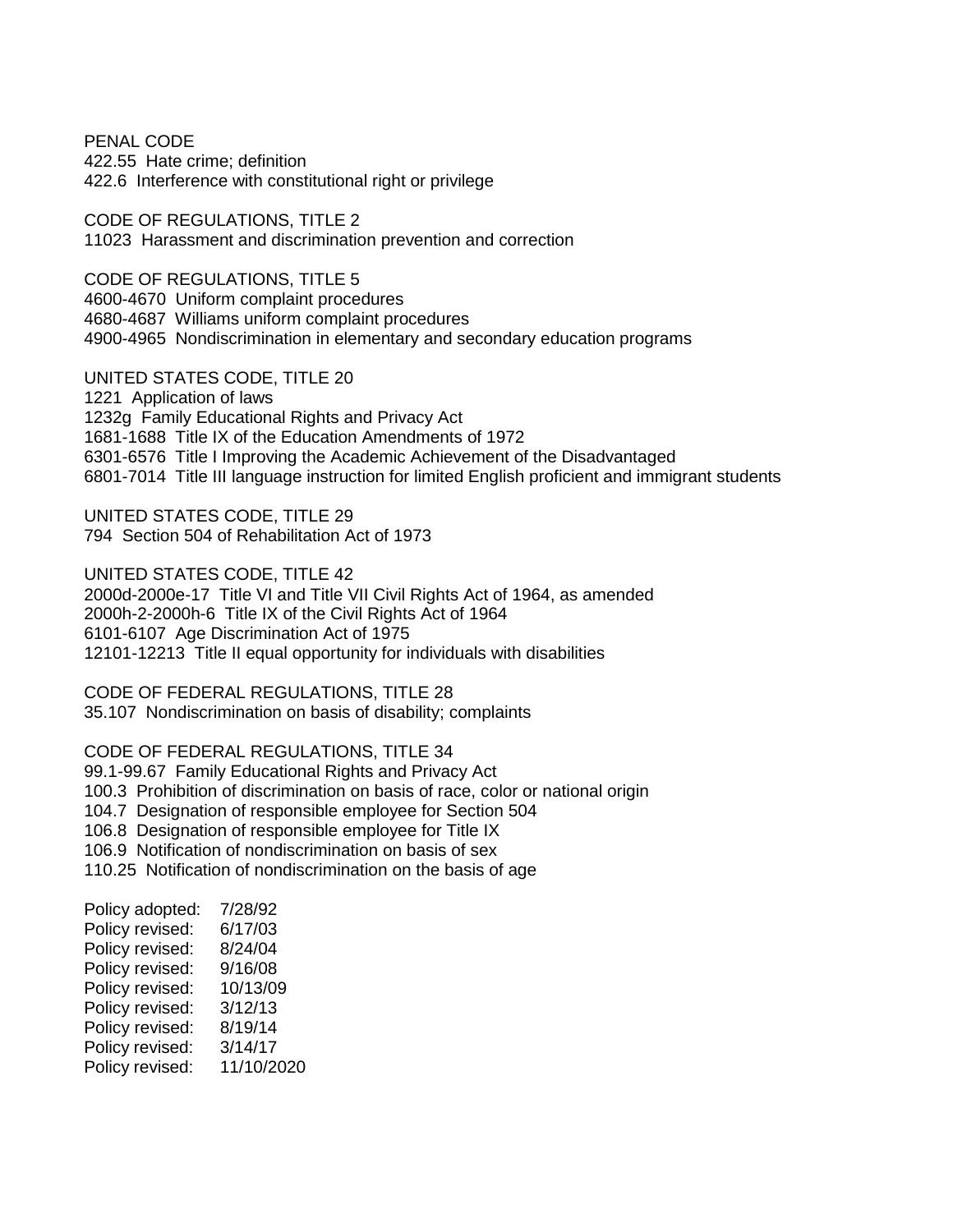PENAL CODE
422.55 Hate crime; definition
422.6 Interference with constitutional right or privilege

CODE OF REGULATIONS, TITLE 2
11023 Harassment and discrimination prevention and correction

CODE OF REGULATIONS, TITLE 5
4600-4670 Uniform complaint procedures
4680-4687 Williams uniform complaint procedures
4900-4965 Nondiscrimination in elementary and secondary education programs

UNITED STATES CODE, TITLE 20
1221 Application of laws
1232g Family Educational Rights and Privacy Act
1681-1688 Title IX of the Education Amendments of 1972
6301-6576 Title I Improving the Academic Achievement of the Disadvantaged
6801-7014 Title III language instruction for limited English proficient and immigrant students

UNITED STATES CODE, TITLE 29
794 Section 504 of Rehabilitation Act of 1973

UNITED STATES CODE, TITLE 42
2000d-2000e-17 Title VI and Title VII Civil Rights Act of 1964, as amended
2000h-2-2000h-6 Title IX of the Civil Rights Act of 1964
6101-6107 Age Discrimination Act of 1975
12101-12213 Title II equal opportunity for individuals with disabilities

CODE OF FEDERAL REGULATIONS, TITLE 28
35.107 Nondiscrimination on basis of disability; complaints

CODE OF FEDERAL REGULATIONS, TITLE 34
99.1-99.67 Family Educational Rights and Privacy Act
100.3 Prohibition of discrimination on basis of race, color or national origin
104.7 Designation of responsible employee for Section 504
106.8 Designation of responsible employee for Title IX
106.9 Notification of nondiscrimination on basis of sex
110.25 Notification of nondiscrimination on the basis of age

Policy adopted: 7/28/92
Policy revised: 6/17/03
Policy revised: 8/24/04
Policy revised: 9/16/08
Policy revised: 10/13/09
Policy revised: 3/12/13
Policy revised: 8/19/14
Policy revised: 3/14/17
Policy revised: 11/10/2020